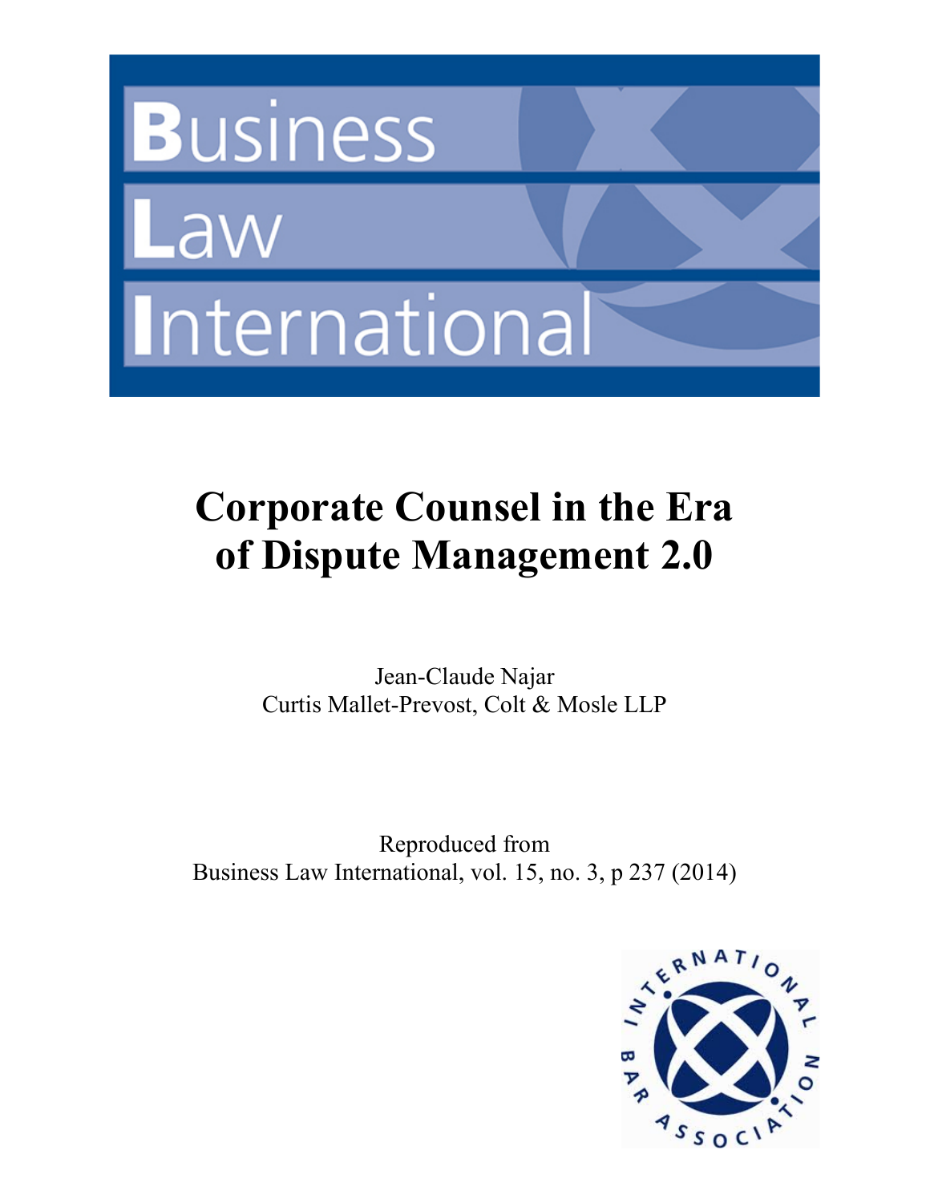Business Law International

# Corporate Counsel in the Era of Dispute Management 2.0

Jean-Claude Najar
Curtis Mallet-Prevost, Colt & Mosle LLP

Reproduced from
Business Law International, vol. 15, no. 3, p 237 (2014)

International Bar Association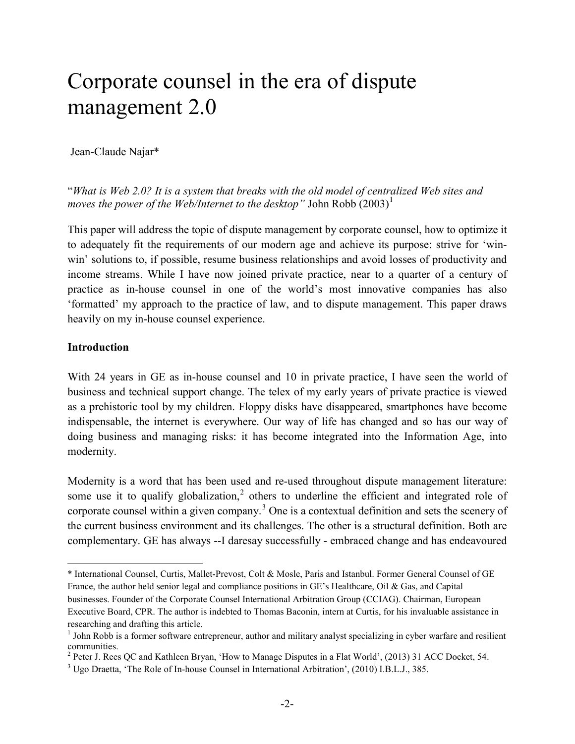# Corporate counsel in the era of dispute management 2.0

Jean-Claude Najar*

"*What is Web 2.0? It is a system that breaks with the old model of centralized Web sites and moves the power of the Web/Internet to the desktop"* John Robb (2003)[1]

This paper will address the topic of dispute management by corporate counsel, how to optimize it to adequately fit the requirements of our modern age and achieve its purpose: strive for 'win-win' solutions to, if possible, resume business relationships and avoid losses of productivity and income streams. While I have now joined private practice, near to a quarter of a century of practice as in-house counsel in one of the world's most innovative companies has also 'formatted' my approach to the practice of law, and to dispute management. This paper draws heavily on my in-house counsel experience.

**Introduction**

With 24 years in GE as in-house counsel and 10 in private practice, I have seen the world of business and technical support change. The telex of my early years of private practice is viewed as a prehistoric tool by my children. Floppy disks have disappeared, smartphones have become indispensable, the internet is everywhere. Our way of life has changed and so has our way of doing business and managing risks: it has become integrated into the Information Age, into modernity.

Modernity is a word that has been used and re-used throughout dispute management literature: some use it to qualify globalization,[2] others to underline the efficient and integrated role of corporate counsel within a given company.[3] One is a contextual definition and sets the scenery of the current business environment and its challenges. The other is a structural definition. Both are complementary. GE has always --I daresay successfully - embraced change and has endeavoured

---

\* International Counsel, Curtis, Mallet-Prevost, Colt & Mosle, Paris and Istanbul. Former General Counsel of GE France, the author held senior legal and compliance positions in GE's Healthcare, Oil & Gas, and Capital businesses. Founder of the Corporate Counsel International Arbitration Group (CCIAG). Chairman, European Executive Board, CPR. The author is indebted to Thomas Baconin, intern at Curtis, for his invaluable assistance in researching and drafting this article.

[1] John Robb is a former software entrepreneur, author and military analyst specializing in cyber warfare and resilient communities.

[2] Peter J. Rees QC and Kathleen Bryan, 'How to Manage Disputes in a Flat World', (2013) 31 ACC Docket, 54.

[3] Ugo Draetta, 'The Role of In-house Counsel in International Arbitration', (2010) I.B.L.J., 385.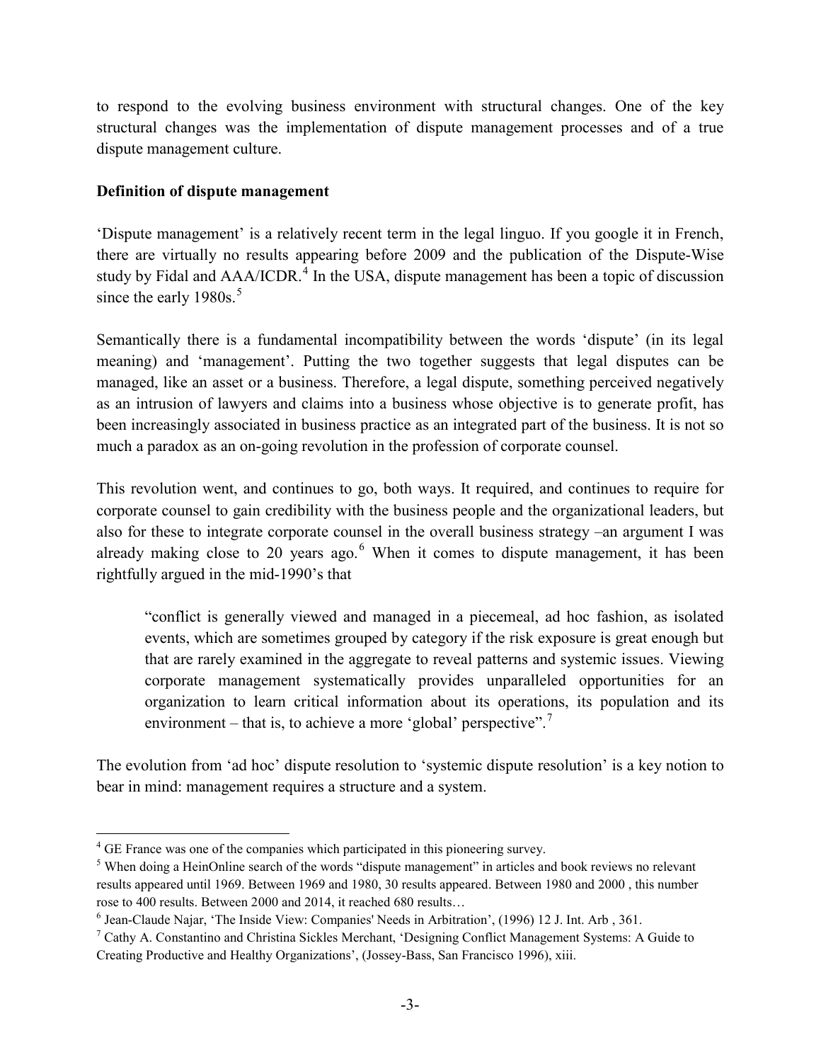to respond to the evolving business environment with structural changes. One of the key structural changes was the implementation of dispute management processes and of a true dispute management culture.

**Definition of dispute management**

'Dispute management' is a relatively recent term in the legal linguo. If you google it in French, there are virtually no results appearing before 2009 and the publication of the Dispute-Wise study by Fidal and AAA/ICDR.[4] In the USA, dispute management has been a topic of discussion since the early 1980s.[5]

Semantically there is a fundamental incompatibility between the words 'dispute' (in its legal meaning) and 'management'. Putting the two together suggests that legal disputes can be managed, like an asset or a business. Therefore, a legal dispute, something perceived negatively as an intrusion of lawyers and claims into a business whose objective is to generate profit, has been increasingly associated in business practice as an integrated part of the business. It is not so much a paradox as an on-going revolution in the profession of corporate counsel.

This revolution went, and continues to go, both ways. It required, and continues to require for corporate counsel to gain credibility with the business people and the organizational leaders, but also for these to integrate corporate counsel in the overall business strategy –an argument I was already making close to 20 years ago.[6] When it comes to dispute management, it has been rightfully argued in the mid-1990's that

> "conflict is generally viewed and managed in a piecemeal, ad hoc fashion, as isolated events, which are sometimes grouped by category if the risk exposure is great enough but that are rarely examined in the aggregate to reveal patterns and systemic issues. Viewing corporate management systematically provides unparalleled opportunities for an organization to learn critical information about its operations, its population and its environment – that is, to achieve a more 'global' perspective".[7]

The evolution from 'ad hoc' dispute resolution to 'systemic dispute resolution' is a key notion to bear in mind: management requires a structure and a system.

---

[4] GE France was one of the companies which participated in this pioneering survey.

[5] When doing a HeinOnline search of the words "dispute management" in articles and book reviews no relevant results appeared until 1969. Between 1969 and 1980, 30 results appeared. Between 1980 and 2000 , this number rose to 400 results. Between 2000 and 2014, it reached 680 results…

[6] Jean-Claude Najar, 'The Inside View: Companies' Needs in Arbitration', (1996) 12 J. Int. Arb , 361.

[7] Cathy A. Constantino and Christina Sickles Merchant, 'Designing Conflict Management Systems: A Guide to Creating Productive and Healthy Organizations', (Jossey-Bass, San Francisco 1996), xiii.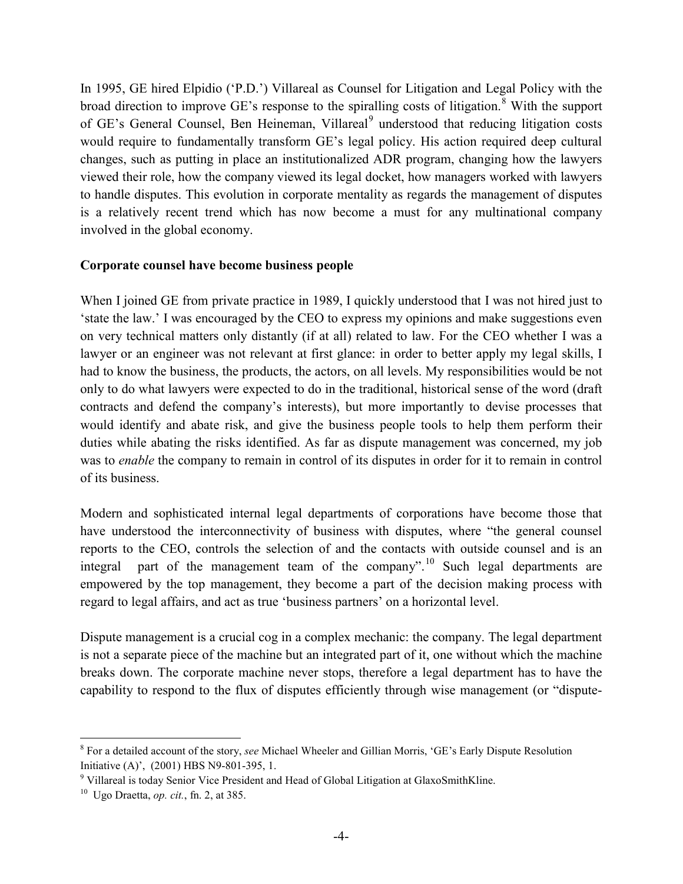In 1995, GE hired Elpidio ('P.D.') Villareal as Counsel for Litigation and Legal Policy with the broad direction to improve GE's response to the spiralling costs of litigation.[8] With the support of GE's General Counsel, Ben Heineman, Villareal[9] understood that reducing litigation costs would require to fundamentally transform GE's legal policy. His action required deep cultural changes, such as putting in place an institutionalized ADR program, changing how the lawyers viewed their role, how the company viewed its legal docket, how managers worked with lawyers to handle disputes. This evolution in corporate mentality as regards the management of disputes is a relatively recent trend which has now become a must for any multinational company involved in the global economy.

**Corporate counsel have become business people**

When I joined GE from private practice in 1989, I quickly understood that I was not hired just to 'state the law.' I was encouraged by the CEO to express my opinions and make suggestions even on very technical matters only distantly (if at all) related to law. For the CEO whether I was a lawyer or an engineer was not relevant at first glance: in order to better apply my legal skills, I had to know the business, the products, the actors, on all levels. My responsibilities would be not only to do what lawyers were expected to do in the traditional, historical sense of the word (draft contracts and defend the company's interests), but more importantly to devise processes that would identify and abate risk, and give the business people tools to help them perform their duties while abating the risks identified. As far as dispute management was concerned, my job was to *enable* the company to remain in control of its disputes in order for it to remain in control of its business.

Modern and sophisticated internal legal departments of corporations have become those that have understood the interconnectivity of business with disputes, where "the general counsel reports to the CEO, controls the selection of and the contacts with outside counsel and is an integral part of the management team of the company".[10] Such legal departments are empowered by the top management, they become a part of the decision making process with regard to legal affairs, and act as true 'business partners' on a horizontal level.

Dispute management is a crucial cog in a complex mechanic: the company. The legal department is not a separate piece of the machine but an integrated part of it, one without which the machine breaks down. The corporate machine never stops, therefore a legal department has to have the capability to respond to the flux of disputes efficiently through wise management (or "dispute-

---

[8] For a detailed account of the story, *see* Michael Wheeler and Gillian Morris, 'GE's Early Dispute Resolution Initiative (A)', (2001) HBS N9-801-395, 1.

[9] Villareal is today Senior Vice President and Head of Global Litigation at GlaxoSmithKline.

[10] Ugo Draetta, *op. cit.*, fn. 2, at 385.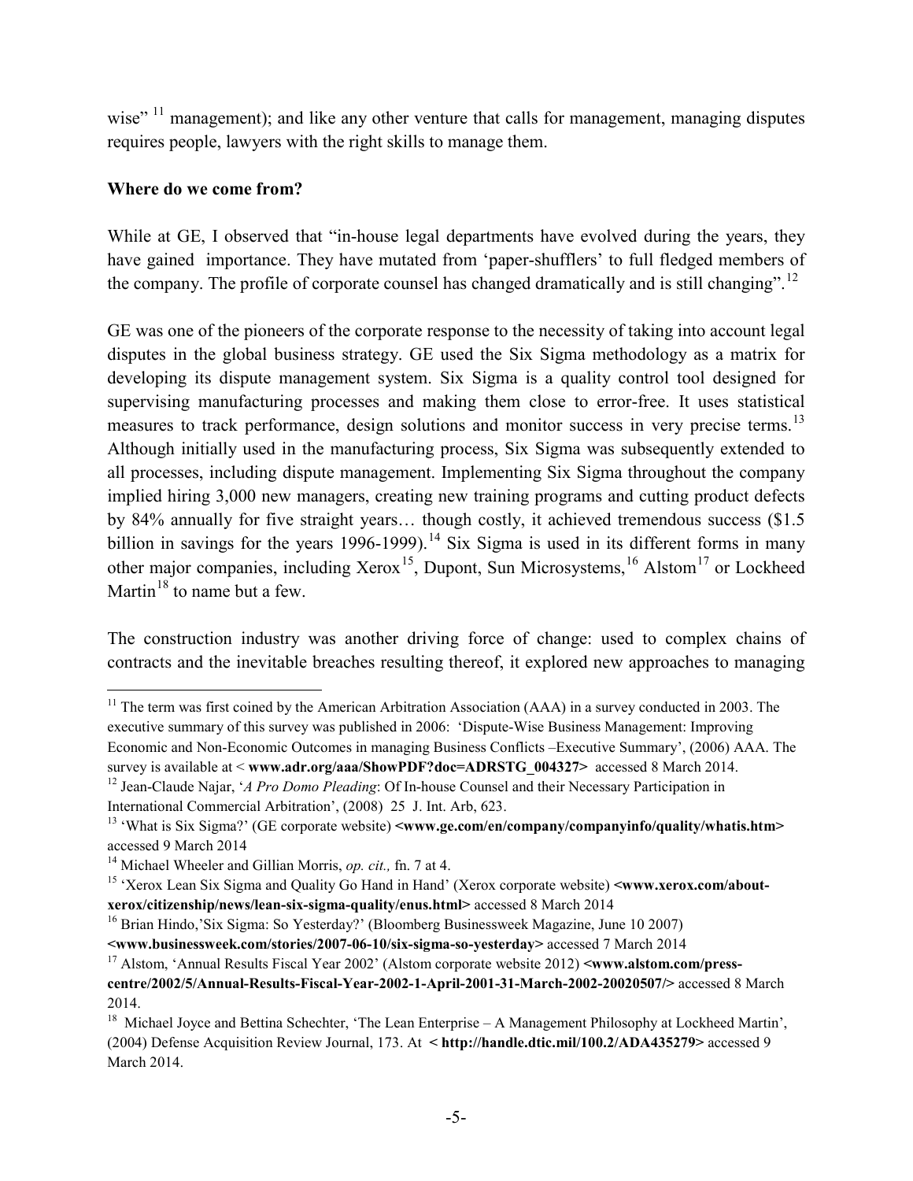wise" [11] management); and like any other venture that calls for management, managing disputes requires people, lawyers with the right skills to manage them.

**Where do we come from?**

While at GE, I observed that "in-house legal departments have evolved during the years, they have gained importance. They have mutated from 'paper-shufflers' to full fledged members of the company. The profile of corporate counsel has changed dramatically and is still changing".[12]

GE was one of the pioneers of the corporate response to the necessity of taking into account legal disputes in the global business strategy. GE used the Six Sigma methodology as a matrix for developing its dispute management system. Six Sigma is a quality control tool designed for supervising manufacturing processes and making them close to error-free. It uses statistical measures to track performance, design solutions and monitor success in very precise terms.[13] Although initially used in the manufacturing process, Six Sigma was subsequently extended to all processes, including dispute management. Implementing Six Sigma throughout the company implied hiring 3,000 new managers, creating new training programs and cutting product defects by 84% annually for five straight years… though costly, it achieved tremendous success ($1.5 billion in savings for the years 1996-1999).[14] Six Sigma is used in its different forms in many other major companies, including Xerox[15], Dupont, Sun Microsystems,[16] Alstom[17] or Lockheed Martin[18] to name but a few.

The construction industry was another driving force of change: used to complex chains of contracts and the inevitable breaches resulting thereof, it explored new approaches to managing

---

[11] The term was first coined by the American Arbitration Association (AAA) in a survey conducted in 2003. The executive summary of this survey was published in 2006: 'Dispute-Wise Business Management: Improving Economic and Non-Economic Outcomes in managing Business Conflicts –Executive Summary', (2006) AAA. The survey is available at < **www.adr.org/aaa/ShowPDF?doc=ADRSTG_004327>** accessed 8 March 2014.

[12] Jean-Claude Najar, '*A Pro Domo Pleading*: Of In-house Counsel and their Necessary Participation in International Commercial Arbitration', (2008) 25 J. Int. Arb, 623.

[13] 'What is Six Sigma?' (GE corporate website) **<www.ge.com/en/company/companyinfo/quality/whatis.htm>** accessed 9 March 2014

[14] Michael Wheeler and Gillian Morris, *op. cit.,* fn. 7 at 4.

[15] 'Xerox Lean Six Sigma and Quality Go Hand in Hand' (Xerox corporate website) **<www.xerox.com/about-xerox/citizenship/news/lean-six-sigma-quality/enus.html>** accessed 8 March 2014

[16] Brian Hindo,'Six Sigma: So Yesterday?' (Bloomberg Businessweek Magazine, June 10 2007) **<www.businessweek.com/stories/2007-06-10/six-sigma-so-yesterday>** accessed 7 March 2014

[17] Alstom, 'Annual Results Fiscal Year 2002' (Alstom corporate website 2012) **<www.alstom.com/press-centre/2002/5/Annual-Results-Fiscal-Year-2002-1-April-2001-31-March-2002-20020507/>** accessed 8 March 2014.

[18] Michael Joyce and Bettina Schechter, 'The Lean Enterprise – A Management Philosophy at Lockheed Martin', (2004) Defense Acquisition Review Journal, 173. At **< http://handle.dtic.mil/100.2/ADA435279>** accessed 9 March 2014.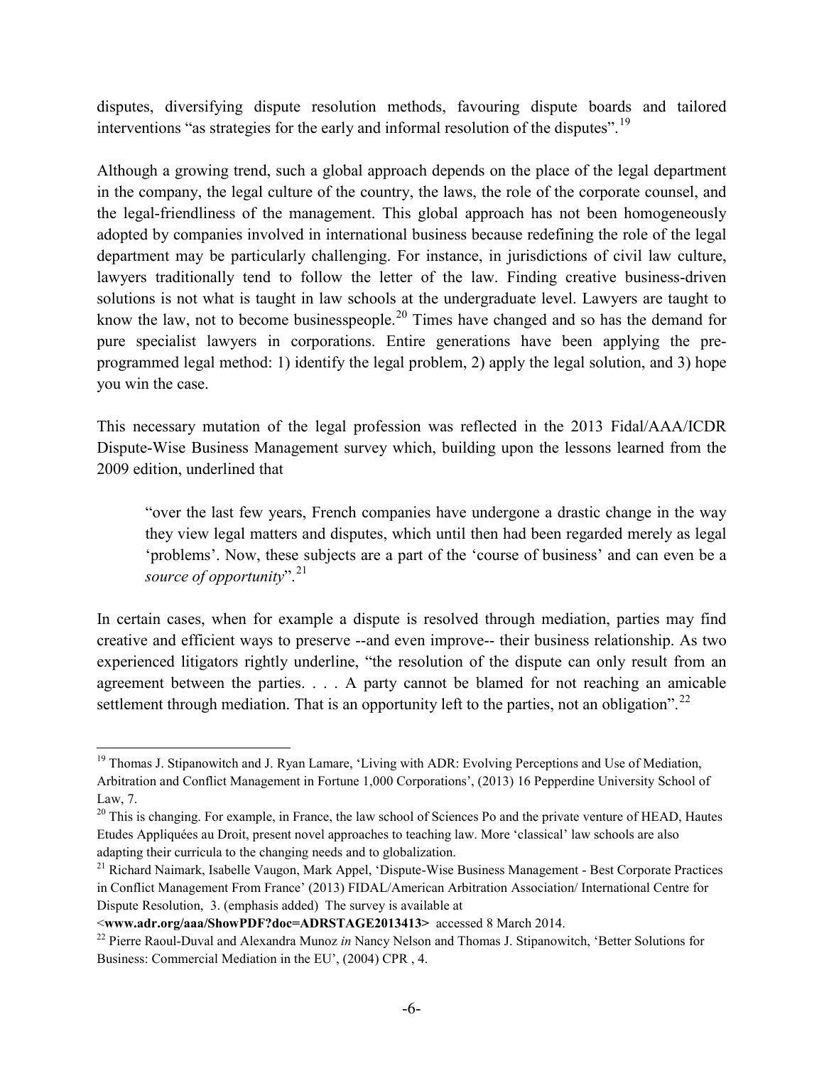disputes, diversifying dispute resolution methods, favouring dispute boards and tailored interventions "as strategies for the early and informal resolution of the disputes".[19]

Although a growing trend, such a global approach depends on the place of the legal department in the company, the legal culture of the country, the laws, the role of the corporate counsel, and the legal-friendliness of the management. This global approach has not been homogeneously adopted by companies involved in international business because redefining the role of the legal department may be particularly challenging. For instance, in jurisdictions of civil law culture, lawyers traditionally tend to follow the letter of the law. Finding creative business-driven solutions is not what is taught in law schools at the undergraduate level. Lawyers are taught to know the law, not to become businesspeople.[20] Times have changed and so has the demand for pure specialist lawyers in corporations. Entire generations have been applying the pre-programmed legal method: 1) identify the legal problem, 2) apply the legal solution, and 3) hope you win the case.

This necessary mutation of the legal profession was reflected in the 2013 Fidal/AAA/ICDR Dispute-Wise Business Management survey which, building upon the lessons learned from the 2009 edition, underlined that

> "over the last few years, French companies have undergone a drastic change in the way they view legal matters and disputes, which until then had been regarded merely as legal 'problems'. Now, these subjects are a part of the 'course of business' and can even be a *source of opportunity*".[21]

In certain cases, when for example a dispute is resolved through mediation, parties may find creative and efficient ways to preserve --and even improve-- their business relationship. As two experienced litigators rightly underline, "the resolution of the dispute can only result from an agreement between the parties. . . . A party cannot be blamed for not reaching an amicable settlement through mediation. That is an opportunity left to the parties, not an obligation".[22]

---

[19] Thomas J. Stipanowitch and J. Ryan Lamare, 'Living with ADR: Evolving Perceptions and Use of Mediation, Arbitration and Conflict Management in Fortune 1,000 Corporations', (2013) 16 Pepperdine University School of Law, 7.

[20] This is changing. For example, in France, the law school of Sciences Po and the private venture of HEAD, Hautes Etudes Appliquées au Droit, present novel approaches to teaching law. More 'classical' law schools are also adapting their curricula to the changing needs and to globalization.

[21] Richard Naimark, Isabelle Vaugon, Mark Appel, 'Dispute-Wise Business Management - Best Corporate Practices in Conflict Management From France' (2013) FIDAL/American Arbitration Association/ International Centre for Dispute Resolution, 3. (emphasis added) The survey is available at **<www.adr.org/aaa/ShowPDF?doc=ADRSTAGE2013413>** accessed 8 March 2014.

[22] Pierre Raoul-Duval and Alexandra Munoz *in* Nancy Nelson and Thomas J. Stipanowitch, 'Better Solutions for Business: Commercial Mediation in the EU', (2004) CPR , 4.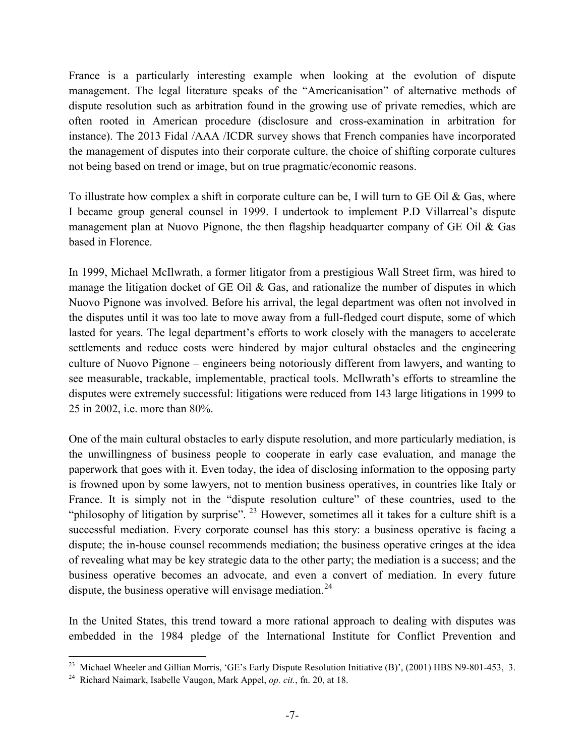France is a particularly interesting example when looking at the evolution of dispute management. The legal literature speaks of the "Americanisation" of alternative methods of dispute resolution such as arbitration found in the growing use of private remedies, which are often rooted in American procedure (disclosure and cross-examination in arbitration for instance). The 2013 Fidal /AAA /ICDR survey shows that French companies have incorporated the management of disputes into their corporate culture, the choice of shifting corporate cultures not being based on trend or image, but on true pragmatic/economic reasons.

To illustrate how complex a shift in corporate culture can be, I will turn to GE Oil & Gas, where I became group general counsel in 1999. I undertook to implement P.D Villarreal's dispute management plan at Nuovo Pignone, the then flagship headquarter company of GE Oil & Gas based in Florence.

In 1999, Michael McIlwrath, a former litigator from a prestigious Wall Street firm, was hired to manage the litigation docket of GE Oil & Gas, and rationalize the number of disputes in which Nuovo Pignone was involved. Before his arrival, the legal department was often not involved in the disputes until it was too late to move away from a full-fledged court dispute, some of which lasted for years. The legal department's efforts to work closely with the managers to accelerate settlements and reduce costs were hindered by major cultural obstacles and the engineering culture of Nuovo Pignone – engineers being notoriously different from lawyers, and wanting to see measurable, trackable, implementable, practical tools. McIlwrath's efforts to streamline the disputes were extremely successful: litigations were reduced from 143 large litigations in 1999 to 25 in 2002, i.e. more than 80%.

One of the main cultural obstacles to early dispute resolution, and more particularly mediation, is the unwillingness of business people to cooperate in early case evaluation, and manage the paperwork that goes with it. Even today, the idea of disclosing information to the opposing party is frowned upon by some lawyers, not to mention business operatives, in countries like Italy or France. It is simply not in the "dispute resolution culture" of these countries, used to the "philosophy of litigation by surprise". [23] However, sometimes all it takes for a culture shift is a successful mediation. Every corporate counsel has this story: a business operative is facing a dispute; the in-house counsel recommends mediation; the business operative cringes at the idea of revealing what may be key strategic data to the other party; the mediation is a success; and the business operative becomes an advocate, and even a convert of mediation. In every future dispute, the business operative will envisage mediation.[24]

In the United States, this trend toward a more rational approach to dealing with disputes was embedded in the 1984 pledge of the International Institute for Conflict Prevention and

---

[23] Michael Wheeler and Gillian Morris, 'GE's Early Dispute Resolution Initiative (B)', (2001) HBS N9-801-453, 3.

[24] Richard Naimark, Isabelle Vaugon, Mark Appel, *op. cit.*, fn. 20, at 18.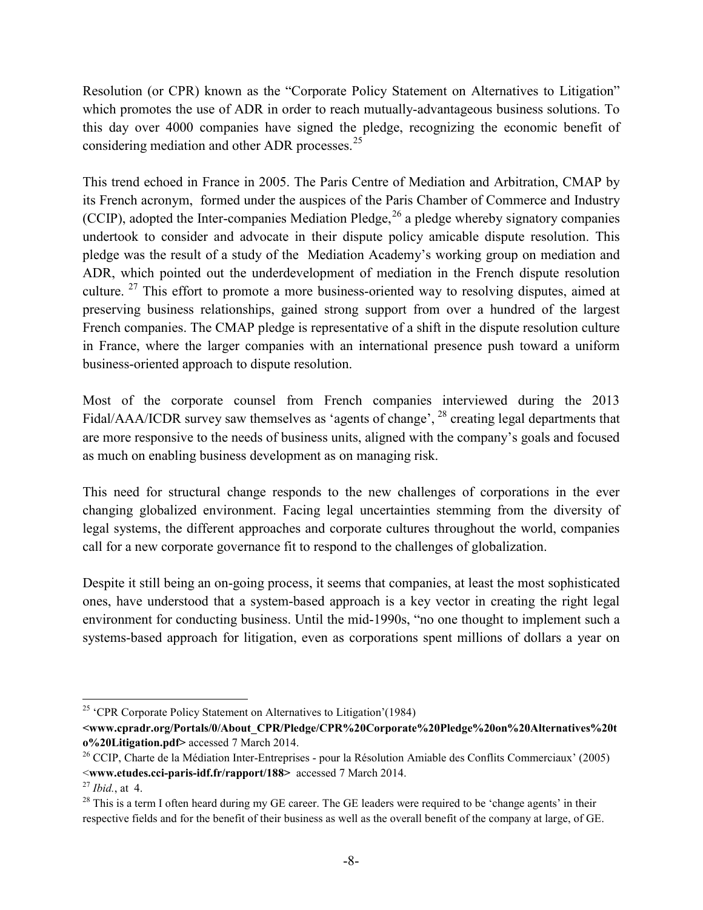Resolution (or CPR) known as the "Corporate Policy Statement on Alternatives to Litigation" which promotes the use of ADR in order to reach mutually-advantageous business solutions. To this day over 4000 companies have signed the pledge, recognizing the economic benefit of considering mediation and other ADR processes.[25]

This trend echoed in France in 2005. The Paris Centre of Mediation and Arbitration, CMAP by its French acronym, formed under the auspices of the Paris Chamber of Commerce and Industry (CCIP), adopted the Inter-companies Mediation Pledge,[26] a pledge whereby signatory companies undertook to consider and advocate in their dispute policy amicable dispute resolution. This pledge was the result of a study of the Mediation Academy's working group on mediation and ADR, which pointed out the underdevelopment of mediation in the French dispute resolution culture.[27] This effort to promote a more business-oriented way to resolving disputes, aimed at preserving business relationships, gained strong support from over a hundred of the largest French companies. The CMAP pledge is representative of a shift in the dispute resolution culture in France, where the larger companies with an international presence push toward a uniform business-oriented approach to dispute resolution.

Most of the corporate counsel from French companies interviewed during the 2013 Fidal/AAA/ICDR survey saw themselves as 'agents of change',[28] creating legal departments that are more responsive to the needs of business units, aligned with the company's goals and focused as much on enabling business development as on managing risk.

This need for structural change responds to the new challenges of corporations in the ever changing globalized environment. Facing legal uncertainties stemming from the diversity of legal systems, the different approaches and corporate cultures throughout the world, companies call for a new corporate governance fit to respond to the challenges of globalization.

Despite it still being an on-going process, it seems that companies, at least the most sophisticated ones, have understood that a system-based approach is a key vector in creating the right legal environment for conducting business. Until the mid-1990s, "no one thought to implement such a systems-based approach for litigation, even as corporations spent millions of dollars a year on

---

[25] 'CPR Corporate Policy Statement on Alternatives to Litigation'(1984) **<www.cpradr.org/Portals/0/About_CPR/Pledge/CPR%20Corporate%20Pledge%20on%20Alternatives%20to%20Litigation.pdf>** accessed 7 March 2014.

[26] CCIP, Charte de la Médiation Inter-Entreprises - pour la Résolution Amiable des Conflits Commerciaux' (2005) <**www.etudes.cci-paris-idf.fr/rapport/188>** accessed 7 March 2014.

[27] *Ibid.*, at 4.

[28] This is a term I often heard during my GE career. The GE leaders were required to be 'change agents' in their respective fields and for the benefit of their business as well as the overall benefit of the company at large, of GE.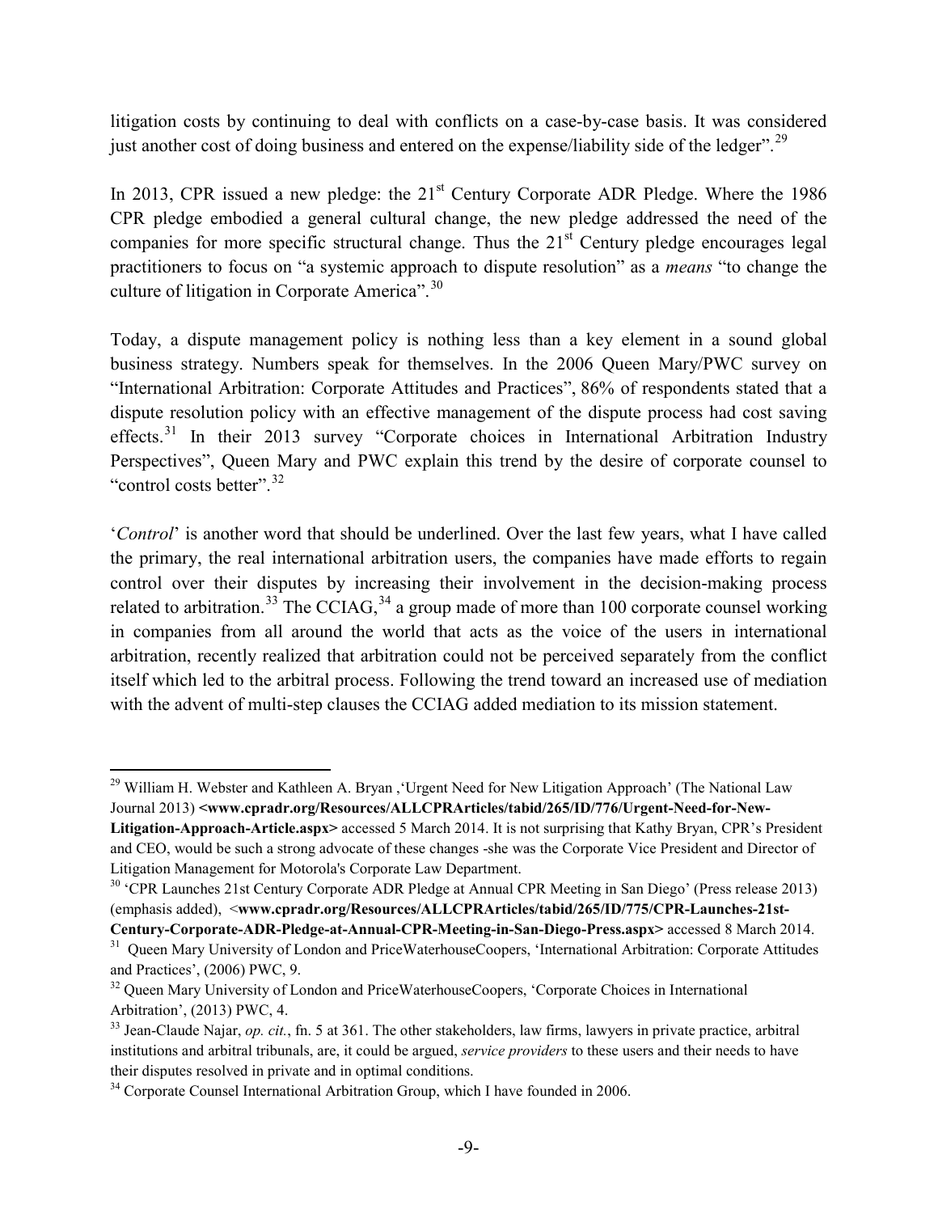litigation costs by continuing to deal with conflicts on a case-by-case basis. It was considered just another cost of doing business and entered on the expense/liability side of the ledger".[29]

In 2013, CPR issued a new pledge: the 21st Century Corporate ADR Pledge. Where the 1986 CPR pledge embodied a general cultural change, the new pledge addressed the need of the companies for more specific structural change. Thus the 21st Century pledge encourages legal practitioners to focus on "a systemic approach to dispute resolution" as a *means* "to change the culture of litigation in Corporate America".[30]

Today, a dispute management policy is nothing less than a key element in a sound global business strategy. Numbers speak for themselves. In the 2006 Queen Mary/PWC survey on "International Arbitration: Corporate Attitudes and Practices", 86% of respondents stated that a dispute resolution policy with an effective management of the dispute process had cost saving effects.[31] In their 2013 survey "Corporate choices in International Arbitration Industry Perspectives", Queen Mary and PWC explain this trend by the desire of corporate counsel to "control costs better".[32]

'*Control*' is another word that should be underlined. Over the last few years, what I have called the primary, the real international arbitration users, the companies have made efforts to regain control over their disputes by increasing their involvement in the decision-making process related to arbitration.[33] The CCIAG,[34] a group made of more than 100 corporate counsel working in companies from all around the world that acts as the voice of the users in international arbitration, recently realized that arbitration could not be perceived separately from the conflict itself which led to the arbitral process. Following the trend toward an increased use of mediation with the advent of multi-step clauses the CCIAG added mediation to its mission statement.

---

[29] William H. Webster and Kathleen A. Bryan ,'Urgent Need for New Litigation Approach' (The National Law Journal 2013) **<www.cpradr.org/Resources/ALLCPRArticles/tabid/265/ID/776/Urgent-Need-for-New-Litigation-Approach-Article.aspx>** accessed 5 March 2014. It is not surprising that Kathy Bryan, CPR's President and CEO, would be such a strong advocate of these changes -she was the Corporate Vice President and Director of Litigation Management for Motorola's Corporate Law Department.

[30] 'CPR Launches 21st Century Corporate ADR Pledge at Annual CPR Meeting in San Diego' (Press release 2013) (emphasis added), <**www.cpradr.org/Resources/ALLCPRArticles/tabid/265/ID/775/CPR-Launches-21st-Century-Corporate-ADR-Pledge-at-Annual-CPR-Meeting-in-San-Diego-Press.aspx>** accessed 8 March 2014.

[31] Queen Mary University of London and PriceWaterhouseCoopers, 'International Arbitration: Corporate Attitudes and Practices', (2006) PWC, 9.

[32] Queen Mary University of London and PriceWaterhouseCoopers, 'Corporate Choices in International Arbitration', (2013) PWC, 4.

[33] Jean-Claude Najar, *op. cit.*, fn. 5 at 361. The other stakeholders, law firms, lawyers in private practice, arbitral institutions and arbitral tribunals, are, it could be argued, *service providers* to these users and their needs to have their disputes resolved in private and in optimal conditions.

[34] Corporate Counsel International Arbitration Group, which I have founded in 2006.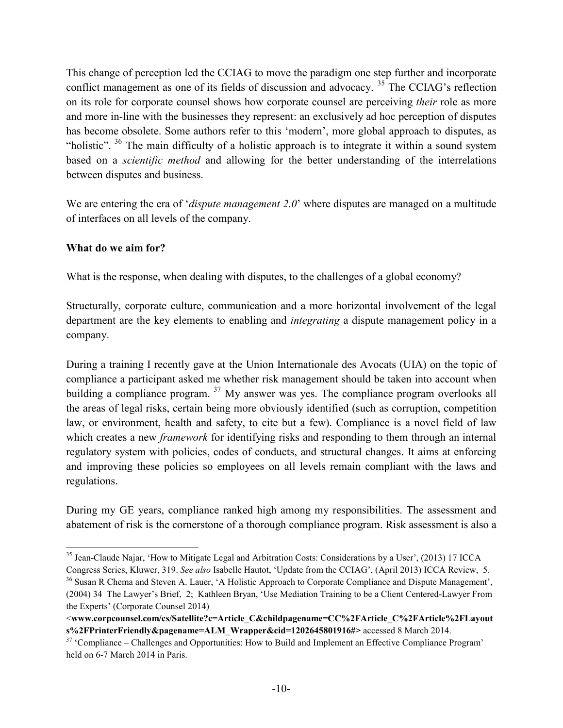This change of perception led the CCIAG to move the paradigm one step further and incorporate conflict management as one of its fields of discussion and advocacy. [35] The CCIAG's reflection on its role for corporate counsel shows how corporate counsel are perceiving *their* role as more and more in-line with the businesses they represent: an exclusively ad hoc perception of disputes has become obsolete. Some authors refer to this 'modern', more global approach to disputes, as "holistic". [36] The main difficulty of a holistic approach is to integrate it within a sound system based on a *scientific method* and allowing for the better understanding of the interrelations between disputes and business.

We are entering the era of '*dispute management 2.0*' where disputes are managed on a multitude of interfaces on all levels of the company.

**What do we aim for?**

What is the response, when dealing with disputes, to the challenges of a global economy?

Structurally, corporate culture, communication and a more horizontal involvement of the legal department are the key elements to enabling and *integrating* a dispute management policy in a company.

During a training I recently gave at the Union Internationale des Avocats (UIA) on the topic of compliance a participant asked me whether risk management should be taken into account when building a compliance program. [37] My answer was yes. The compliance program overlooks all the areas of legal risks, certain being more obviously identified (such as corruption, competition law, or environment, health and safety, to cite but a few). Compliance is a novel field of law which creates a new *framework* for identifying risks and responding to them through an internal regulatory system with policies, codes of conducts, and structural changes. It aims at enforcing and improving these policies so employees on all levels remain compliant with the laws and regulations.

During my GE years, compliance ranked high among my responsibilities. The assessment and abatement of risk is the cornerstone of a thorough compliance program. Risk assessment is also a

---

[35] Jean-Claude Najar, 'How to Mitigate Legal and Arbitration Costs: Considerations by a User', (2013) 17 ICCA Congress Series, Kluwer, 319. *See also* Isabelle Hautot, 'Update from the CCIAG', (April 2013) ICCA Review, 5.

[36] Susan R Chema and Steven A. Lauer, 'A Holistic Approach to Corporate Compliance and Dispute Management', (2004) 34 The Lawyer's Brief, 2; Kathleen Bryan, 'Use Mediation Training to be a Client Centered-Lawyer From the Experts' (Corporate Counsel 2014) <**www.corpcounsel.com/cs/Satellite?c=Article_C&childpagename=CC%2FArticle_C%2FArticle%2FLayouts%2FPrinterFriendly&pagename=ALM_Wrapper&cid=1202645801916#>** accessed 8 March 2014.

[37] 'Compliance – Challenges and Opportunities: How to Build and Implement an Effective Compliance Program' held on 6-7 March 2014 in Paris.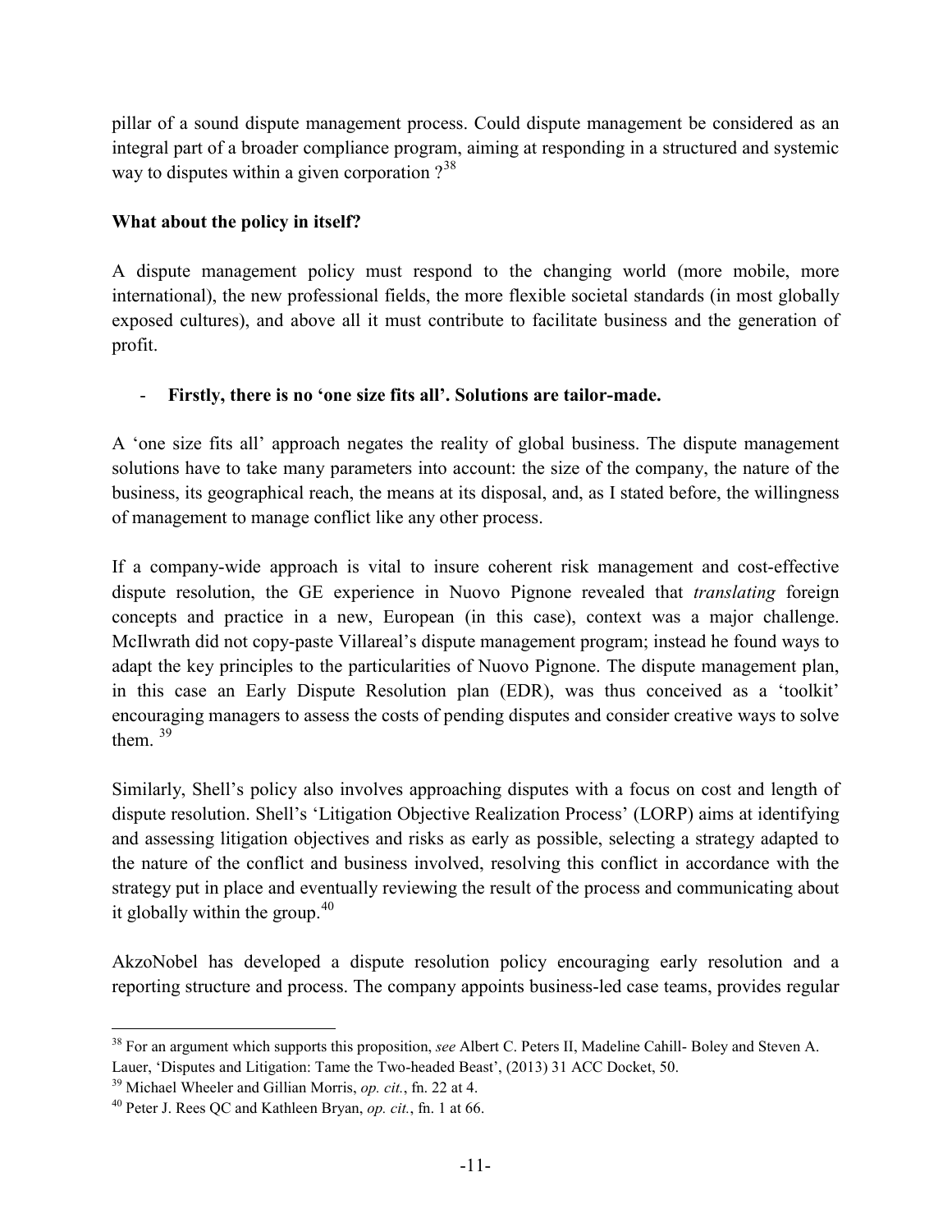pillar of a sound dispute management process. Could dispute management be considered as an integral part of a broader compliance program, aiming at responding in a structured and systemic way to disputes within a given corporation ?[38]

**What about the policy in itself?**

A dispute management policy must respond to the changing world (more mobile, more international), the new professional fields, the more flexible societal standards (in most globally exposed cultures), and above all it must contribute to facilitate business and the generation of profit.

- **Firstly, there is no 'one size fits all'. Solutions are tailor-made.**

A 'one size fits all' approach negates the reality of global business. The dispute management solutions have to take many parameters into account: the size of the company, the nature of the business, its geographical reach, the means at its disposal, and, as I stated before, the willingness of management to manage conflict like any other process.

If a company-wide approach is vital to insure coherent risk management and cost-effective dispute resolution, the GE experience in Nuovo Pignone revealed that *translating* foreign concepts and practice in a new, European (in this case), context was a major challenge. McIlwrath did not copy-paste Villareal's dispute management program; instead he found ways to adapt the key principles to the particularities of Nuovo Pignone. The dispute management plan, in this case an Early Dispute Resolution plan (EDR), was thus conceived as a 'toolkit' encouraging managers to assess the costs of pending disputes and consider creative ways to solve them. [39]

Similarly, Shell's policy also involves approaching disputes with a focus on cost and length of dispute resolution. Shell's 'Litigation Objective Realization Process' (LORP) aims at identifying and assessing litigation objectives and risks as early as possible, selecting a strategy adapted to the nature of the conflict and business involved, resolving this conflict in accordance with the strategy put in place and eventually reviewing the result of the process and communicating about it globally within the group.[40]

AkzoNobel has developed a dispute resolution policy encouraging early resolution and a reporting structure and process. The company appoints business-led case teams, provides regular

---

[38] For an argument which supports this proposition, *see* Albert C. Peters II, Madeline Cahill- Boley and Steven A. Lauer, 'Disputes and Litigation: Tame the Two-headed Beast', (2013) 31 ACC Docket, 50.

[39] Michael Wheeler and Gillian Morris, *op. cit.*, fn. 22 at 4.

[40] Peter J. Rees QC and Kathleen Bryan, *op. cit.*, fn. 1 at 66.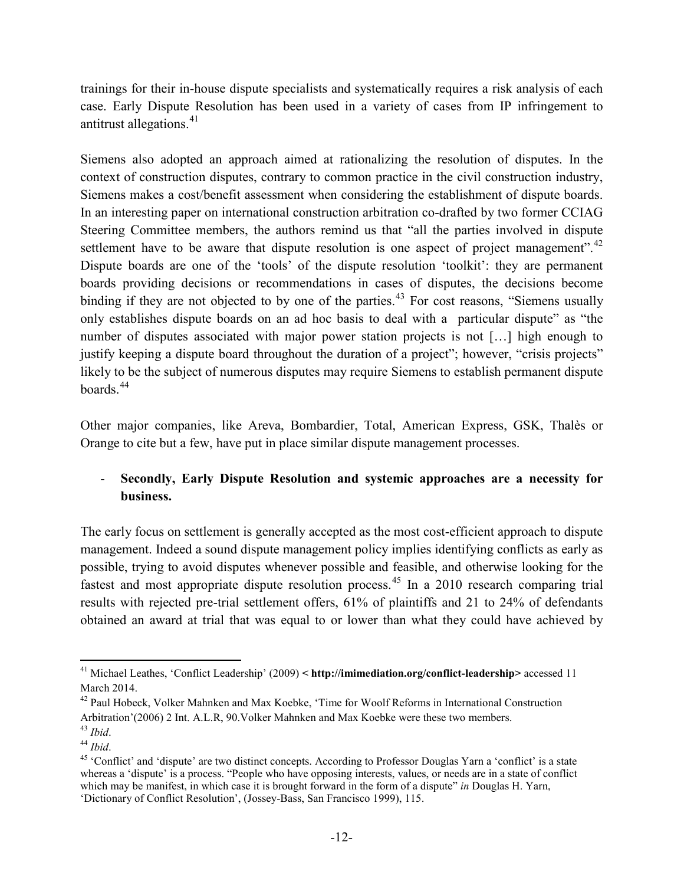trainings for their in-house dispute specialists and systematically requires a risk analysis of each case. Early Dispute Resolution has been used in a variety of cases from IP infringement to antitrust allegations.[41]

Siemens also adopted an approach aimed at rationalizing the resolution of disputes. In the context of construction disputes, contrary to common practice in the civil construction industry, Siemens makes a cost/benefit assessment when considering the establishment of dispute boards. In an interesting paper on international construction arbitration co-drafted by two former CCIAG Steering Committee members, the authors remind us that "all the parties involved in dispute settlement have to be aware that dispute resolution is one aspect of project management".[42] Dispute boards are one of the 'tools' of the dispute resolution 'toolkit': they are permanent boards providing decisions or recommendations in cases of disputes, the decisions become binding if they are not objected to by one of the parties.[43] For cost reasons, "Siemens usually only establishes dispute boards on an ad hoc basis to deal with a particular dispute" as "the number of disputes associated with major power station projects is not […] high enough to justify keeping a dispute board throughout the duration of a project"; however, "crisis projects" likely to be the subject of numerous disputes may require Siemens to establish permanent dispute boards.[44]

Other major companies, like Areva, Bombardier, Total, American Express, GSK, Thalès or Orange to cite but a few, have put in place similar dispute management processes.

- **Secondly, Early Dispute Resolution and systemic approaches are a necessity for business.**

The early focus on settlement is generally accepted as the most cost-efficient approach to dispute management. Indeed a sound dispute management policy implies identifying conflicts as early as possible, trying to avoid disputes whenever possible and feasible, and otherwise looking for the fastest and most appropriate dispute resolution process.[45] In a 2010 research comparing trial results with rejected pre-trial settlement offers, 61% of plaintiffs and 21 to 24% of defendants obtained an award at trial that was equal to or lower than what they could have achieved by

---

[41] Michael Leathes, 'Conflict Leadership' (2009) **< http://imimediation.org/conflict-leadership>** accessed 11 March 2014.

[42] Paul Hobeck, Volker Mahnken and Max Koebke, 'Time for Woolf Reforms in International Construction Arbitration'(2006) 2 Int. A.L.R, 90.Volker Mahnken and Max Koebke were these two members.

[43] *Ibid*.

[44] *Ibid*.

[45] 'Conflict' and 'dispute' are two distinct concepts. According to Professor Douglas Yarn a 'conflict' is a state whereas a 'dispute' is a process. "People who have opposing interests, values, or needs are in a state of conflict which may be manifest, in which case it is brought forward in the form of a dispute" *in* Douglas H. Yarn, 'Dictionary of Conflict Resolution', (Jossey-Bass, San Francisco 1999), 115.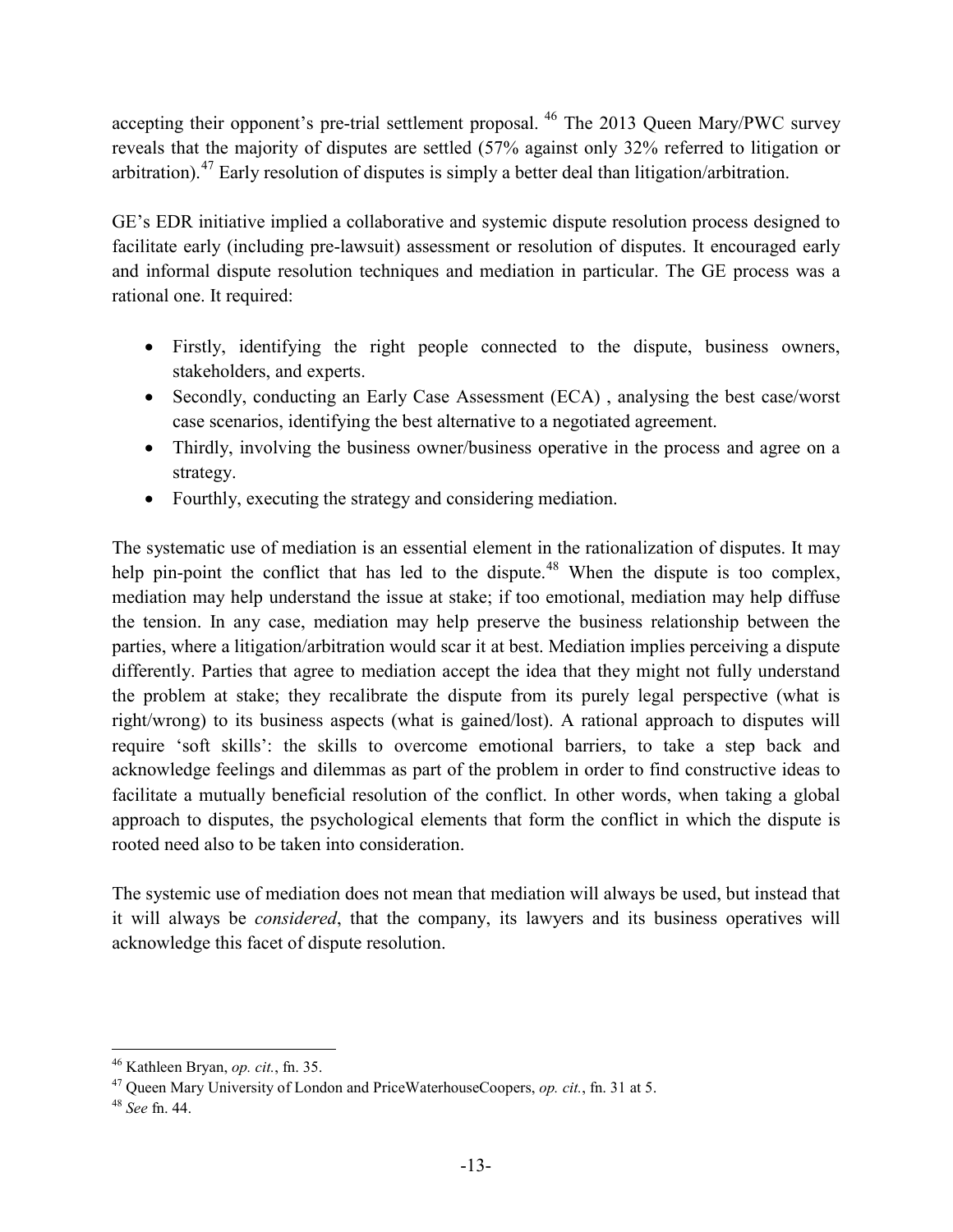accepting their opponent's pre-trial settlement proposal.[46] The 2013 Queen Mary/PWC survey reveals that the majority of disputes are settled (57% against only 32% referred to litigation or arbitration).[47] Early resolution of disputes is simply a better deal than litigation/arbitration.

GE's EDR initiative implied a collaborative and systemic dispute resolution process designed to facilitate early (including pre-lawsuit) assessment or resolution of disputes. It encouraged early and informal dispute resolution techniques and mediation in particular. The GE process was a rational one. It required:

- Firstly, identifying the right people connected to the dispute, business owners, stakeholders, and experts.
- Secondly, conducting an Early Case Assessment (ECA) , analysing the best case/worst case scenarios, identifying the best alternative to a negotiated agreement.
- Thirdly, involving the business owner/business operative in the process and agree on a strategy.
- Fourthly, executing the strategy and considering mediation.

The systematic use of mediation is an essential element in the rationalization of disputes. It may help pin-point the conflict that has led to the dispute.[48] When the dispute is too complex, mediation may help understand the issue at stake; if too emotional, mediation may help diffuse the tension. In any case, mediation may help preserve the business relationship between the parties, where a litigation/arbitration would scar it at best. Mediation implies perceiving a dispute differently. Parties that agree to mediation accept the idea that they might not fully understand the problem at stake; they recalibrate the dispute from its purely legal perspective (what is right/wrong) to its business aspects (what is gained/lost). A rational approach to disputes will require 'soft skills': the skills to overcome emotional barriers, to take a step back and acknowledge feelings and dilemmas as part of the problem in order to find constructive ideas to facilitate a mutually beneficial resolution of the conflict. In other words, when taking a global approach to disputes, the psychological elements that form the conflict in which the dispute is rooted need also to be taken into consideration.

The systemic use of mediation does not mean that mediation will always be used, but instead that it will always be *considered*, that the company, its lawyers and its business operatives will acknowledge this facet of dispute resolution.

---

[46] Kathleen Bryan, *op. cit.*, fn. 35.

[47] Queen Mary University of London and PriceWaterhouseCoopers, *op. cit.*, fn. 31 at 5.

[48] *See* fn. 44.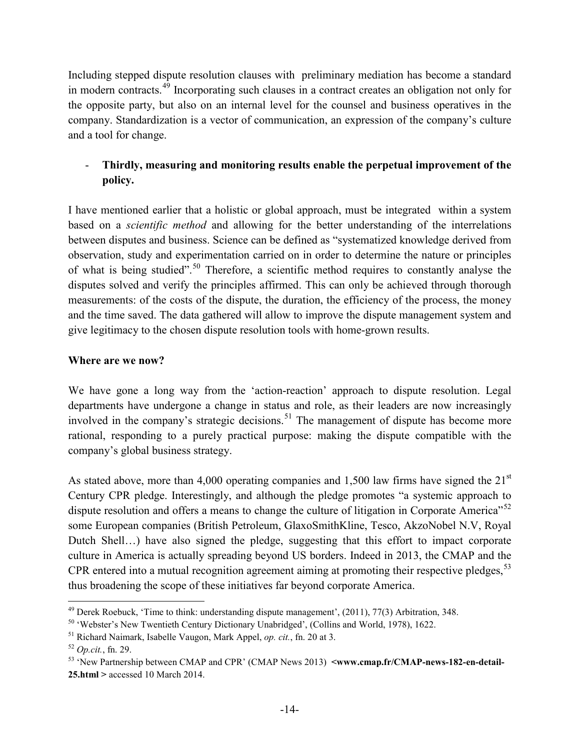Including stepped dispute resolution clauses with preliminary mediation has become a standard in modern contracts.[49] Incorporating such clauses in a contract creates an obligation not only for the opposite party, but also on an internal level for the counsel and business operatives in the company. Standardization is a vector of communication, an expression of the company's culture and a tool for change.

- **Thirdly, measuring and monitoring results enable the perpetual improvement of the policy.**

I have mentioned earlier that a holistic or global approach, must be integrated within a system based on a *scientific method* and allowing for the better understanding of the interrelations between disputes and business. Science can be defined as "systematized knowledge derived from observation, study and experimentation carried on in order to determine the nature or principles of what is being studied".[50] Therefore, a scientific method requires to constantly analyse the disputes solved and verify the principles affirmed. This can only be achieved through thorough measurements: of the costs of the dispute, the duration, the efficiency of the process, the money and the time saved. The data gathered will allow to improve the dispute management system and give legitimacy to the chosen dispute resolution tools with home-grown results.

**Where are we now?**

We have gone a long way from the 'action-reaction' approach to dispute resolution. Legal departments have undergone a change in status and role, as their leaders are now increasingly involved in the company's strategic decisions.[51] The management of dispute has become more rational, responding to a purely practical purpose: making the dispute compatible with the company's global business strategy.

As stated above, more than 4,000 operating companies and 1,500 law firms have signed the 21st Century CPR pledge. Interestingly, and although the pledge promotes "a systemic approach to dispute resolution and offers a means to change the culture of litigation in Corporate America"[52] some European companies (British Petroleum, GlaxoSmithKline, Tesco, AkzoNobel N.V, Royal Dutch Shell…) have also signed the pledge, suggesting that this effort to impact corporate culture in America is actually spreading beyond US borders. Indeed in 2013, the CMAP and the CPR entered into a mutual recognition agreement aiming at promoting their respective pledges,[53] thus broadening the scope of these initiatives far beyond corporate America.

---

[49] Derek Roebuck, 'Time to think: understanding dispute management', (2011), 77(3) Arbitration, 348.

[50] 'Webster's New Twentieth Century Dictionary Unabridged', (Collins and World, 1978), 1622.

[51] Richard Naimark, Isabelle Vaugon, Mark Appel, *op. cit.*, fn. 20 at 3.

[52] *Op.cit.*, fn. 29.

[53] 'New Partnership between CMAP and CPR' (CMAP News 2013) **<www.cmap.fr/CMAP-news-182-en-detail-25.html >** accessed 10 March 2014.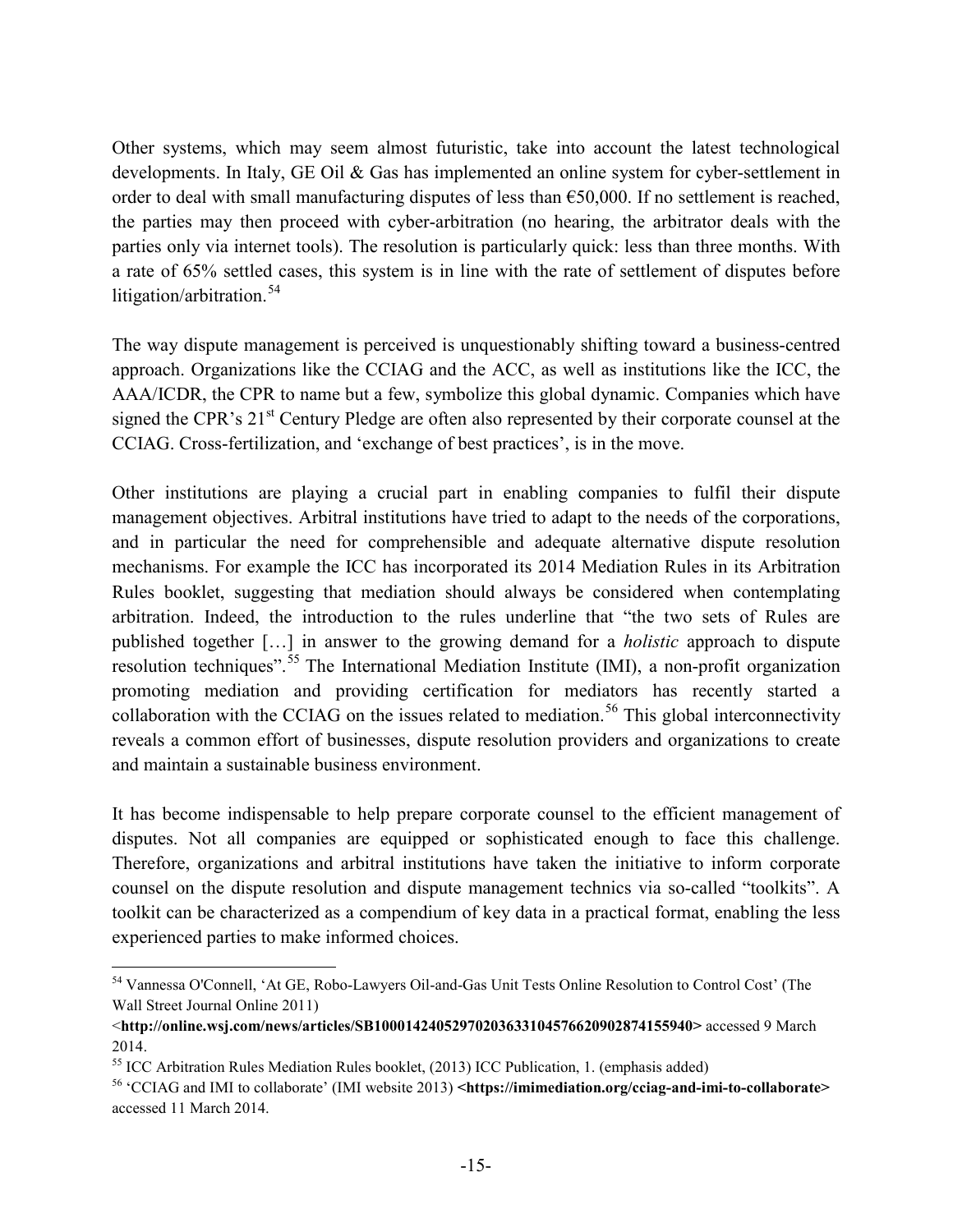Other systems, which may seem almost futuristic, take into account the latest technological developments. In Italy, GE Oil & Gas has implemented an online system for cyber-settlement in order to deal with small manufacturing disputes of less than €50,000. If no settlement is reached, the parties may then proceed with cyber-arbitration (no hearing, the arbitrator deals with the parties only via internet tools). The resolution is particularly quick: less than three months. With a rate of 65% settled cases, this system is in line with the rate of settlement of disputes before litigation/arbitration.[54]

The way dispute management is perceived is unquestionably shifting toward a business-centred approach. Organizations like the CCIAG and the ACC, as well as institutions like the ICC, the AAA/ICDR, the CPR to name but a few, symbolize this global dynamic. Companies which have signed the CPR's 21st Century Pledge are often also represented by their corporate counsel at the CCIAG. Cross-fertilization, and 'exchange of best practices', is in the move.

Other institutions are playing a crucial part in enabling companies to fulfil their dispute management objectives. Arbitral institutions have tried to adapt to the needs of the corporations, and in particular the need for comprehensible and adequate alternative dispute resolution mechanisms. For example the ICC has incorporated its 2014 Mediation Rules in its Arbitration Rules booklet, suggesting that mediation should always be considered when contemplating arbitration. Indeed, the introduction to the rules underline that "the two sets of Rules are published together […] in answer to the growing demand for a *holistic* approach to dispute resolution techniques".[55] The International Mediation Institute (IMI), a non-profit organization promoting mediation and providing certification for mediators has recently started a collaboration with the CCIAG on the issues related to mediation.[56] This global interconnectivity reveals a common effort of businesses, dispute resolution providers and organizations to create and maintain a sustainable business environment.

It has become indispensable to help prepare corporate counsel to the efficient management of disputes. Not all companies are equipped or sophisticated enough to face this challenge. Therefore, organizations and arbitral institutions have taken the initiative to inform corporate counsel on the dispute resolution and dispute management technics via so-called "toolkits". A toolkit can be characterized as a compendium of key data in a practical format, enabling the less experienced parties to make informed choices.

---

[54] Vannessa O'Connell, 'At GE, Robo-Lawyers Oil-and-Gas Unit Tests Online Resolution to Control Cost' (The Wall Street Journal Online 2011) <**http://online.wsj.com/news/articles/SB10001424052970203633104576620902874155940>** accessed 9 March 2014.

[55] ICC Arbitration Rules Mediation Rules booklet, (2013) ICC Publication, 1. (emphasis added)

[56] 'CCIAG and IMI to collaborate' (IMI website 2013) **<https://imimediation.org/cciag-and-imi-to-collaborate>** accessed 11 March 2014.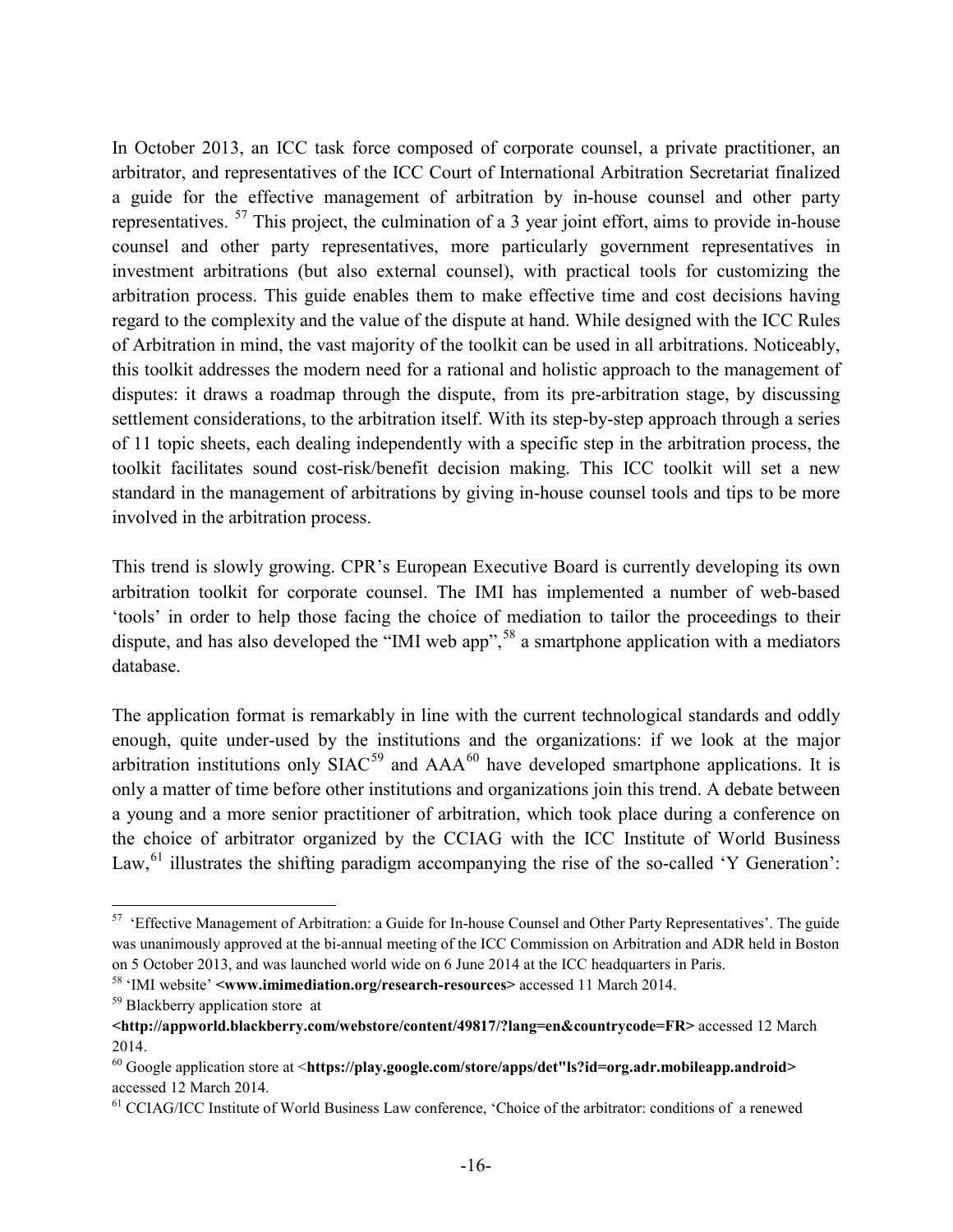In October 2013, an ICC task force composed of corporate counsel, a private practitioner, an arbitrator, and representatives of the ICC Court of International Arbitration Secretariat finalized a guide for the effective management of arbitration by in-house counsel and other party representatives. [57] This project, the culmination of a 3 year joint effort, aims to provide in-house counsel and other party representatives, more particularly government representatives in investment arbitrations (but also external counsel), with practical tools for customizing the arbitration process. This guide enables them to make effective time and cost decisions having regard to the complexity and the value of the dispute at hand. While designed with the ICC Rules of Arbitration in mind, the vast majority of the toolkit can be used in all arbitrations. Noticeably, this toolkit addresses the modern need for a rational and holistic approach to the management of disputes: it draws a roadmap through the dispute, from its pre-arbitration stage, by discussing settlement considerations, to the arbitration itself. With its step-by-step approach through a series of 11 topic sheets, each dealing independently with a specific step in the arbitration process, the toolkit facilitates sound cost-risk/benefit decision making. This ICC toolkit will set a new standard in the management of arbitrations by giving in-house counsel tools and tips to be more involved in the arbitration process.

This trend is slowly growing. CPR's European Executive Board is currently developing its own arbitration toolkit for corporate counsel. The IMI has implemented a number of web-based 'tools' in order to help those facing the choice of mediation to tailor the proceedings to their dispute, and has also developed the "IMI web app",[58] a smartphone application with a mediators database.

The application format is remarkably in line with the current technological standards and oddly enough, quite under-used by the institutions and the organizations: if we look at the major arbitration institutions only SIAC[59] and AAA[60] have developed smartphone applications. It is only a matter of time before other institutions and organizations join this trend. A debate between a young and a more senior practitioner of arbitration, which took place during a conference on the choice of arbitrator organized by the CCIAG with the ICC Institute of World Business Law,[61] illustrates the shifting paradigm accompanying the rise of the so-called 'Y Generation':

---

[57] 'Effective Management of Arbitration: a Guide for In-house Counsel and Other Party Representatives'. The guide was unanimously approved at the bi-annual meeting of the ICC Commission on Arbitration and ADR held in Boston on 5 October 2013, and was launched world wide on 6 June 2014 at the ICC headquarters in Paris.

[58] 'IMI website' **<www.imimediation.org/research-resources>** accessed 11 March 2014.

[59] Blackberry application store at **<http://appworld.blackberry.com/webstore/content/49817/?lang=en&countrycode=FR>** accessed 12 March 2014.

[60] Google application store at <**https://play.google.com/store/apps/det"ls?id=org.adr.mobileapp.android>** accessed 12 March 2014.

[61] CCIAG/ICC Institute of World Business Law conference, 'Choice of the arbitrator: conditions of a renewed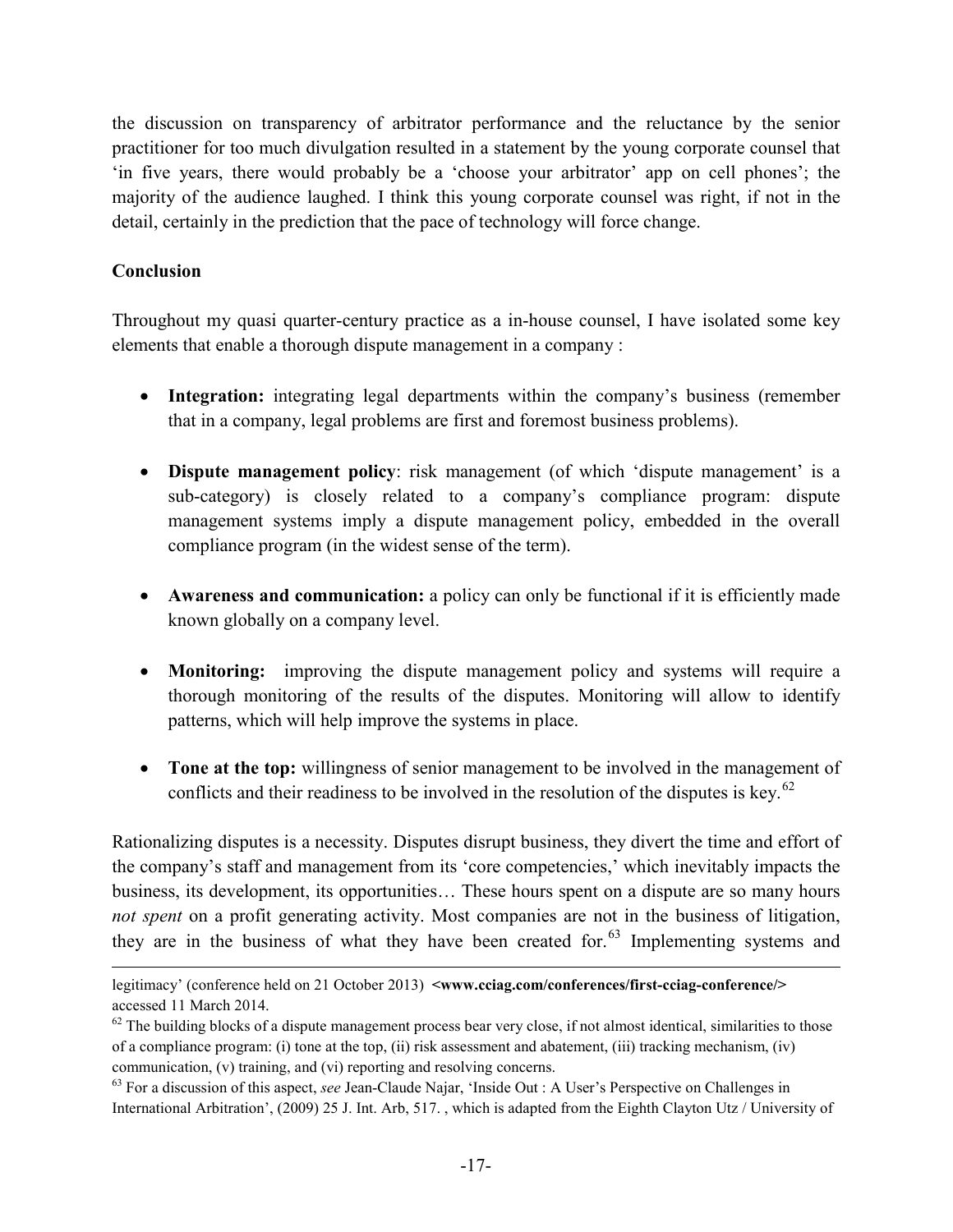the discussion on transparency of arbitrator performance and the reluctance by the senior practitioner for too much divulgation resulted in a statement by the young corporate counsel that 'in five years, there would probably be a 'choose your arbitrator' app on cell phones'; the majority of the audience laughed. I think this young corporate counsel was right, if not in the detail, certainly in the prediction that the pace of technology will force change.

**Conclusion**

Throughout my quasi quarter-century practice as a in-house counsel, I have isolated some key elements that enable a thorough dispute management in a company :

- **Integration:** integrating legal departments within the company's business (remember that in a company, legal problems are first and foremost business problems).

- **Dispute management policy**: risk management (of which 'dispute management' is a sub-category) is closely related to a company's compliance program: dispute management systems imply a dispute management policy, embedded in the overall compliance program (in the widest sense of the term).

- **Awareness and communication:** a policy can only be functional if it is efficiently made known globally on a company level.

- **Monitoring:** improving the dispute management policy and systems will require a thorough monitoring of the results of the disputes. Monitoring will allow to identify patterns, which will help improve the systems in place.

- **Tone at the top:** willingness of senior management to be involved in the management of conflicts and their readiness to be involved in the resolution of the disputes is key.[62]

Rationalizing disputes is a necessity. Disputes disrupt business, they divert the time and effort of the company's staff and management from its 'core competencies,' which inevitably impacts the business, its development, its opportunities… These hours spent on a dispute are so many hours *not spent* on a profit generating activity. Most companies are not in the business of litigation, they are in the business of what they have been created for.[63] Implementing systems and

---

legitimacy' (conference held on 21 October 2013) **<www.cciag.com/conferences/first-cciag-conference/>** accessed 11 March 2014.

[62] The building blocks of a dispute management process bear very close, if not almost identical, similarities to those of a compliance program: (i) tone at the top, (ii) risk assessment and abatement, (iii) tracking mechanism, (iv) communication, (v) training, and (vi) reporting and resolving concerns.

[63] For a discussion of this aspect, *see* Jean-Claude Najar, 'Inside Out : A User's Perspective on Challenges in International Arbitration', (2009) 25 J. Int. Arb, 517. , which is adapted from the Eighth Clayton Utz / University of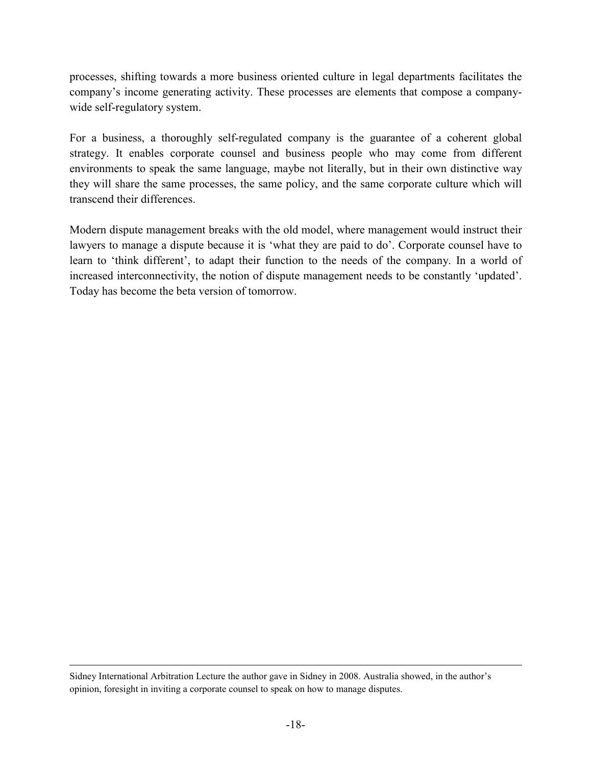processes, shifting towards a more business oriented culture in legal departments facilitates the company's income generating activity. These processes are elements that compose a company-wide self-regulatory system.

For a business, a thoroughly self-regulated company is the guarantee of a coherent global strategy. It enables corporate counsel and business people who may come from different environments to speak the same language, maybe not literally, but in their own distinctive way they will share the same processes, the same policy, and the same corporate culture which will transcend their differences.

Modern dispute management breaks with the old model, where management would instruct their lawyers to manage a dispute because it is 'what they are paid to do'. Corporate counsel have to learn to 'think different', to adapt their function to the needs of the company. In a world of increased interconnectivity, the notion of dispute management needs to be constantly 'updated'. Today has become the beta version of tomorrow.

---

Sidney International Arbitration Lecture the author gave in Sidney in 2008. Australia showed, in the author's opinion, foresight in inviting a corporate counsel to speak on how to manage disputes.